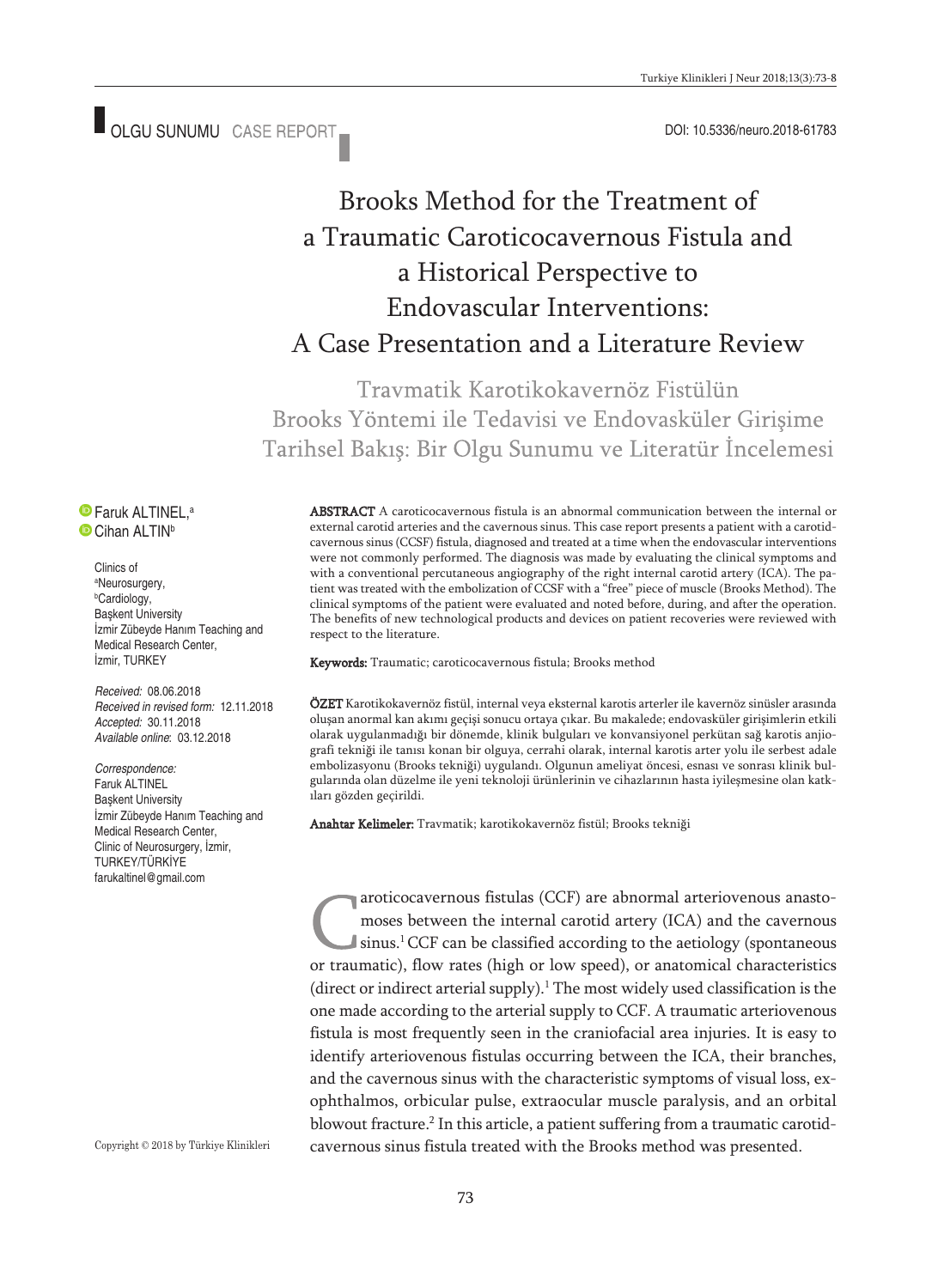OLGU SUNUMU CASE REPORT

DOI: 10.5336/neuro.2018-61783

# Brooks Method for the Treatment of a Traumatic Caroticocavernous Fistula and a Historical Perspective to Endovascular Interventions: A Case Presentation and a Literature Review

## Travmatik Karotikokavernöz Fistülün Brooks Yöntemi ile Tedavisi ve Endovasküler Girişime Tarihsel Bakış: Bir Olgu Sunumu ve Literatür İncelemesi

Faruk ALTINEL,[a]
Cihan ALTIN[b]

Clinics of
[a]Neurosurgery,
[b]Cardiology,
Başkent University
İzmir Zübeyde Hanım Teaching and Medical Research Center,
İzmir, TURKEY

*Received:* 08.06.2018
*Received in revised form:* 12.11.2018
*Accepted:* 30.11.2018
*Available online:* 03.12.2018

*Correspondence:*
Faruk ALTINEL
Başkent University
İzmir Zübeyde Hanım Teaching and Medical Research Center,
Clinic of Neurosurgery, İzmir,
TURKEY/TÜRKİYE
farukaltinel@gmail.com

**ABSTRACT** A caroticocavernous fistula is an abnormal communication between the internal or external carotid arteries and the cavernous sinus. This case report presents a patient with a carotid-cavernous sinus (CCSF) fistula, diagnosed and treated at a time when the endovascular interventions were not commonly performed. The diagnosis was made by evaluating the clinical symptoms and with a conventional percutaneous angiography of the right internal carotid artery (ICA). The patient was treated with the embolization of CCSF with a "free" piece of muscle (Brooks Method). The clinical symptoms of the patient were evaluated and noted before, during, and after the operation. The benefits of new technological products and devices on patient recoveries were reviewed with respect to the literature.

**Keywords:** Traumatic; caroticocavernous fistula; Brooks method

**ÖZET** Karotikokavernöz fistül, internal veya eksternal karotis arterler ile kavernöz sinüsler arasında oluşan anormal kan akımı geçişi sonucu ortaya çıkar. Bu makalede; endovasküler girişimlerin etkili olarak uygulanmadığı bir dönemde, klinik bulguları ve konvansiyonel perkütan sağ karotis anjiografi tekniği ile tanısı konan bir olguya, cerrahi olarak, internal karotis arter yolu ile serbest adale embolizasyonu (Brooks tekniği) uygulandı. Olgunun ameliyat öncesi, esnası ve sonrası klinik bulgularında olan düzelme ile yeni teknoloji ürünlerinin ve cihazlarının hasta iyileşmesine olan katkıları gözden geçirildi.

**Anahtar Kelimeler:** Travmatik; karotikokavernöz fistül; Brooks tekniği

Caroticocavernous fistulas (CCF) are abnormal arteriovenous anastomoses between the internal carotid artery (ICA) and the cavernous sinus.[1] CCF can be classified according to the aetiology (spontaneous or traumatic), flow rates (high or low speed), or anatomical characteristics (direct or indirect arterial supply).[1] The most widely used classification is the one made according to the arterial supply to CCF. A traumatic arteriovenous fistula is most frequently seen in the craniofacial area injuries. It is easy to identify arteriovenous fistulas occurring between the ICA, their branches, and the cavernous sinus with the characteristic symptoms of visual loss, exophthalmos, orbicular pulse, extraocular muscle paralysis, and an orbital blowout fracture.[2] In this article, a patient suffering from a traumatic carotid-cavernous sinus fistula treated with the Brooks method was presented.

Copyright © 2018 by Türkiye Klinikleri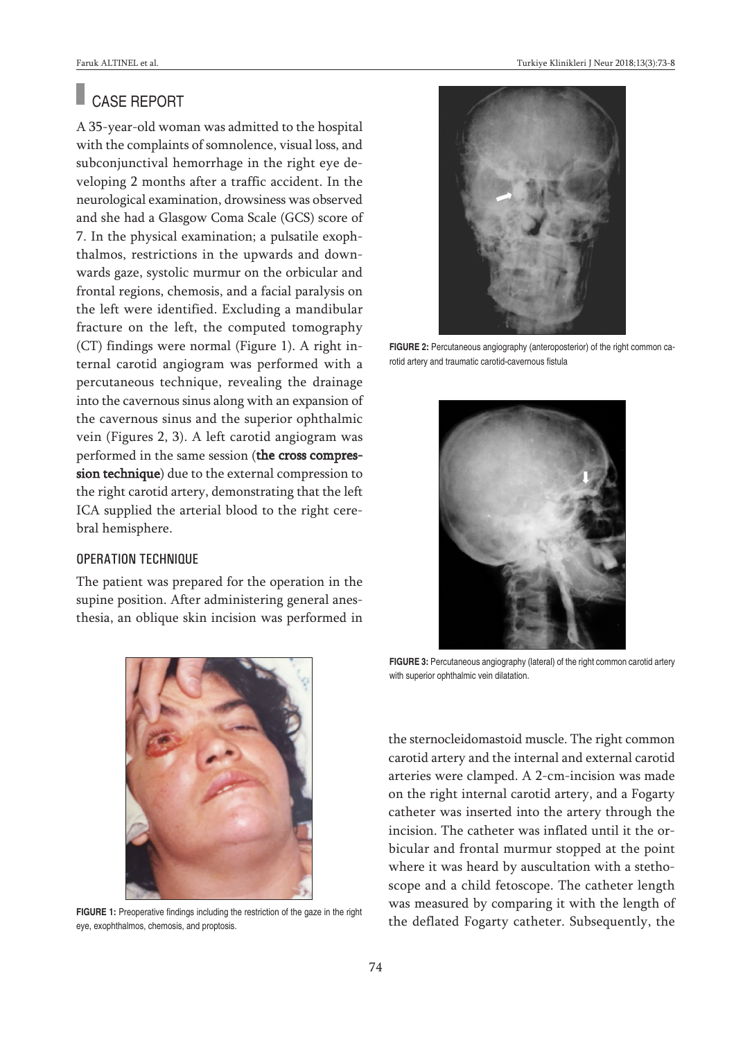## CASE REPORT

A 35-year-old woman was admitted to the hospital with the complaints of somnolence, visual loss, and subconjunctival hemorrhage in the right eye developing 2 months after a traffic accident. In the neurological examination, drowsiness was observed and she had a Glasgow Coma Scale (GCS) score of 7. In the physical examination; a pulsatile exophthalmos, restrictions in the upwards and downwards gaze, systolic murmur on the orbicular and frontal regions, chemosis, and a facial paralysis on the left were identified. Excluding a mandibular fracture on the left, the computed tomography (CT) findings were normal (Figure 1). A right internal carotid angiogram was performed with a percutaneous technique, revealing the drainage into the cavernous sinus along with an expansion of the cavernous sinus and the superior ophthalmic vein (Figures 2, 3). A left carotid angiogram was performed in the same session (**the cross compression technique**) due to the external compression to the right carotid artery, demonstrating that the left ICA supplied the arterial blood to the right cerebral hemisphere.

### OPERATION TECHNIQUE

The patient was prepared for the operation in the supine position. After administering general anesthesia, an oblique skin incision was performed in the sternocleidomastoid muscle. The right common carotid artery and the internal and external carotid arteries were clamped. A 2-cm-incision was made on the right internal carotid artery, and a Fogarty catheter was inserted into the artery through the incision. The catheter was inflated until it the orbicular and frontal murmur stopped at the point where it was heard by auscultation with a stethoscope and a child fetoscope. The catheter length was measured by comparing it with the length of the deflated Fogarty catheter. Subsequently, the

FIGURE 1: Preoperative findings including the restriction of the gaze in the right eye, exophthalmos, chemosis, and proptosis.

FIGURE 2: Percutaneous angiography (anteroposterior) of the right common carotid artery and traumatic carotid-cavernous fistula

FIGURE 3: Percutaneous angiography (lateral) of the right common carotid artery with superior ophthalmic vein dilatation.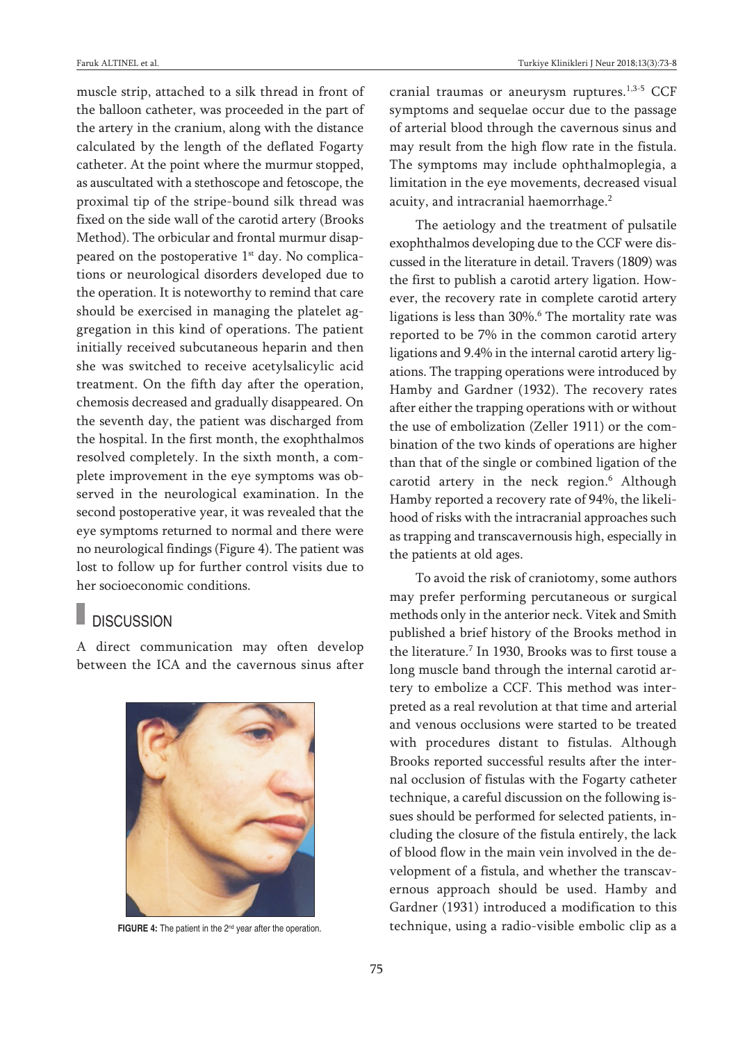muscle strip, attached to a silk thread in front of the balloon catheter, was proceeded in the part of the artery in the cranium, along with the distance calculated by the length of the deflated Fogarty catheter. At the point where the murmur stopped, as auscultated with a stethoscope and fetoscope, the proximal tip of the stripe-bound silk thread was fixed on the side wall of the carotid artery (Brooks Method). The orbicular and frontal murmur disappeared on the postoperative 1st day. No complications or neurological disorders developed due to the operation. It is noteworthy to remind that care should be exercised in managing the platelet aggregation in this kind of operations. The patient initially received subcutaneous heparin and then she was switched to receive acetylsalicylic acid treatment. On the fifth day after the operation, chemosis decreased and gradually disappeared. On the seventh day, the patient was discharged from the hospital. In the first month, the exophthalmos resolved completely. In the sixth month, a complete improvement in the eye symptoms was observed in the neurological examination. In the second postoperative year, it was revealed that the eye symptoms returned to normal and there were no neurological findings (Figure 4). The patient was lost to follow up for further control visits due to her socioeconomic conditions.

## DISCUSSION

A direct communication may often develop between the ICA and the cavernous sinus after cranial traumas or aneurysm ruptures.[1,3-5] CCF symptoms and sequelae occur due to the passage of arterial blood through the cavernous sinus and may result from the high flow rate in the fistula. The symptoms may include ophthalmoplegia, a limitation in the eye movements, decreased visual acuity, and intracranial haemorrhage.[2]

FIGURE 4: The patient in the 2nd year after the operation.

The aetiology and the treatment of pulsatile exophthalmos developing due to the CCF were discussed in the literature in detail. Travers (1809) was the first to publish a carotid artery ligation. However, the recovery rate in complete carotid artery ligations is less than 30%.[6] The mortality rate was reported to be 7% in the common carotid artery ligations and 9.4% in the internal carotid artery ligations. The trapping operations were introduced by Hamby and Gardner (1932). The recovery rates after either the trapping operations with or without the use of embolization (Zeller 1911) or the combination of the two kinds of operations are higher than that of the single or combined ligation of the carotid artery in the neck region.[6] Although Hamby reported a recovery rate of 94%, the likelihood of risks with the intracranial approaches such as trapping and transcavernousis high, especially in the patients at old ages.

To avoid the risk of craniotomy, some authors may prefer performing percutaneous or surgical methods only in the anterior neck. Vitek and Smith published a brief history of the Brooks method in the literature.[7] In 1930, Brooks was to first touse a long muscle band through the internal carotid artery to embolize a CCF. This method was interpreted as a real revolution at that time and arterial and venous occlusions were started to be treated with procedures distant to fistulas. Although Brooks reported successful results after the internal occlusion of fistulas with the Fogarty catheter technique, a careful discussion on the following issues should be performed for selected patients, including the closure of the fistula entirely, the lack of blood flow in the main vein involved in the development of a fistula, and whether the transcavernous approach should be used. Hamby and Gardner (1931) introduced a modification to this technique, using a radio-visible embolic clip as a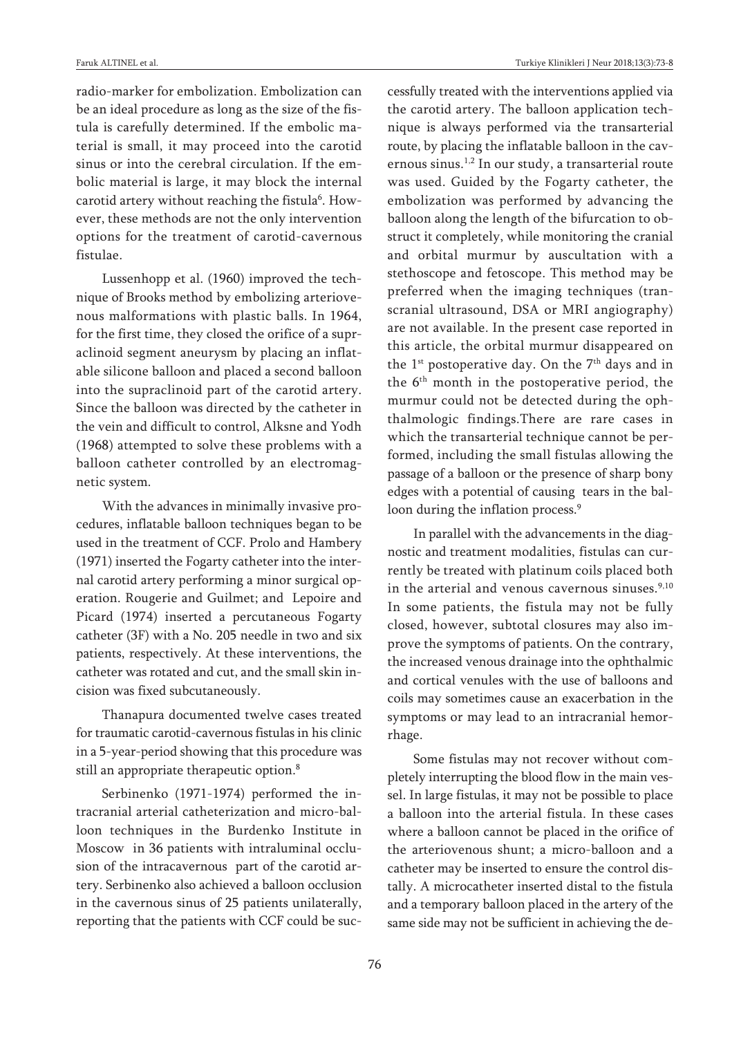radio-marker for embolization. Embolization can be an ideal procedure as long as the size of the fistula is carefully determined. If the embolic material is small, it may proceed into the carotid sinus or into the cerebral circulation. If the embolic material is large, it may block the internal carotid artery without reaching the fistula[6]. However, these methods are not the only intervention options for the treatment of carotid-cavernous fistulae.

Lussenhopp et al. (1960) improved the technique of Brooks method by embolizing arteriovenous malformations with plastic balls. In 1964, for the first time, they closed the orifice of a supraclinoid segment aneurysm by placing an inflatable silicone balloon and placed a second balloon into the supraclinoid part of the carotid artery. Since the balloon was directed by the catheter in the vein and difficult to control, Alksne and Yodh (1968) attempted to solve these problems with a balloon catheter controlled by an electromagnetic system.

With the advances in minimally invasive procedures, inflatable balloon techniques began to be used in the treatment of CCF. Prolo and Hambery (1971) inserted the Fogarty catheter into the internal carotid artery performing a minor surgical operation. Rougerie and Guilmet; and Lepoire and Picard (1974) inserted a percutaneous Fogarty catheter (3F) with a No. 205 needle in two and six patients, respectively. At these interventions, the catheter was rotated and cut, and the small skin incision was fixed subcutaneously.

Thanapura documented twelve cases treated for traumatic carotid-cavernous fistulas in his clinic in a 5-year-period showing that this procedure was still an appropriate therapeutic option.[8]

Serbinenko (1971-1974) performed the intracranial arterial catheterization and micro-balloon techniques in the Burdenko Institute in Moscow in 36 patients with intraluminal occlusion of the intracavernous part of the carotid artery. Serbinenko also achieved a balloon occlusion in the cavernous sinus of 25 patients unilaterally, reporting that the patients with CCF could be successfully treated with the interventions applied via the carotid artery. The balloon application technique is always performed via the transarterial route, by placing the inflatable balloon in the cavernous sinus.[1,2] In our study, a transarterial route was used. Guided by the Fogarty catheter, the embolization was performed by advancing the balloon along the length of the bifurcation to obstruct it completely, while monitoring the cranial and orbital murmur by auscultation with a stethoscope and fetoscope. This method may be preferred when the imaging techniques (transcranial ultrasound, DSA or MRI angiography) are not available. In the present case reported in this article, the orbital murmur disappeared on the 1st postoperative day. On the 7th days and in the 6th month in the postoperative period, the murmur could not be detected during the ophthalmologic findings.There are rare cases in which the transarterial technique cannot be performed, including the small fistulas allowing the passage of a balloon or the presence of sharp bony edges with a potential of causing tears in the balloon during the inflation process.[9]

In parallel with the advancements in the diagnostic and treatment modalities, fistulas can currently be treated with platinum coils placed both in the arterial and venous cavernous sinuses.[9,10] In some patients, the fistula may not be fully closed, however, subtotal closures may also improve the symptoms of patients. On the contrary, the increased venous drainage into the ophthalmic and cortical venules with the use of balloons and coils may sometimes cause an exacerbation in the symptoms or may lead to an intracranial hemorrhage.

Some fistulas may not recover without completely interrupting the blood flow in the main vessel. In large fistulas, it may not be possible to place a balloon into the arterial fistula. In these cases where a balloon cannot be placed in the orifice of the arteriovenous shunt; a micro-balloon and a catheter may be inserted to ensure the control distally. A microcatheter inserted distal to the fistula and a temporary balloon placed in the artery of the same side may not be sufficient in achieving the de-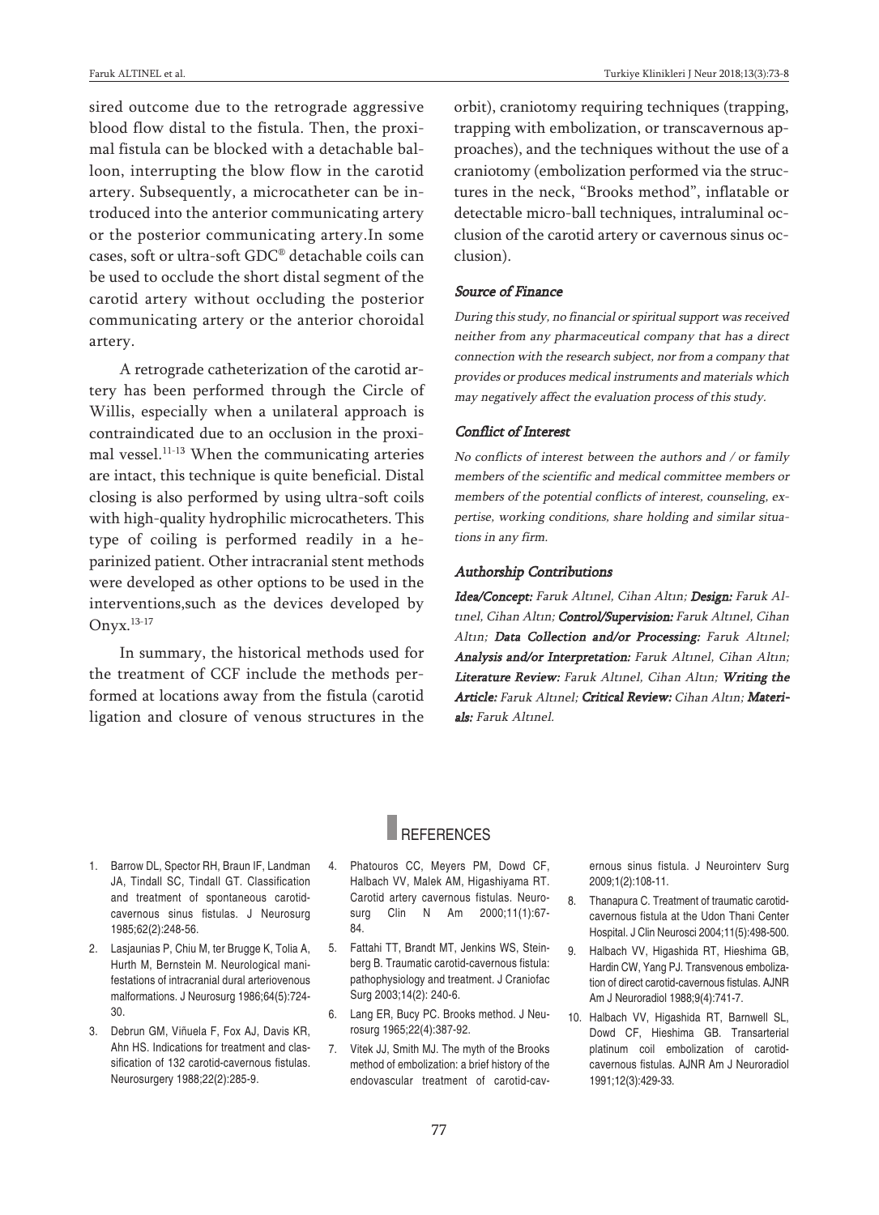sired outcome due to the retrograde aggressive blood flow distal to the fistula. Then, the proximal fistula can be blocked with a detachable balloon, interrupting the blow flow in the carotid artery. Subsequently, a microcatheter can be introduced into the anterior communicating artery or the posterior communicating artery.In some cases, soft or ultra-soft GDC® detachable coils can be used to occlude the short distal segment of the carotid artery without occluding the posterior communicating artery or the anterior choroidal artery.

A retrograde catheterization of the carotid artery has been performed through the Circle of Willis, especially when a unilateral approach is contraindicated due to an occlusion in the proximal vessel.[11-13] When the communicating arteries are intact, this technique is quite beneficial. Distal closing is also performed by using ultra-soft coils with high-quality hydrophilic microcatheters. This type of coiling is performed readily in a heparinized patient. Other intracranial stent methods were developed as other options to be used in the interventions,such as the devices developed by Onyx.[13-17]

In summary, the historical methods used for the treatment of CCF include the methods performed at locations away from the fistula (carotid ligation and closure of venous structures in the orbit), craniotomy requiring techniques (trapping, trapping with embolization, or transcavernous approaches), and the techniques without the use of a craniotomy (embolization performed via the structures in the neck, "Brooks method", inflatable or detectable micro-ball techniques, intraluminal occlusion of the carotid artery or cavernous sinus occlusion).

#### *Source of Finance*

*During this study, no financial or spiritual support was received neither from any pharmaceutical company that has a direct connection with the research subject, nor from a company that provides or produces medical instruments and materials which may negatively affect the evaluation process of this study.*

#### *Conflict of Interest*

*No conflicts of interest between the authors and / or family members of the scientific and medical committee members or members of the potential conflicts of interest, counseling, expertise, working conditions, share holding and similar situations in any firm.*

#### *Authorship Contributions*

***Idea/Concept:*** *Faruk Altınel, Cihan Altın;* ***Design:*** *Faruk Altınel, Cihan Altın;* ***Control/Supervision:*** *Faruk Altınel, Cihan Altın;* ***Data Collection and/or Processing:*** *Faruk Altınel;* ***Analysis and/or Interpretation:*** *Faruk Altınel, Cihan Altın;* ***Literature Review:*** *Faruk Altınel, Cihan Altın;* ***Writing the Article:*** *Faruk Altınel;* ***Critical Review:*** *Cihan Altın;* ***Materials:*** *Faruk Altınel.*

## REFERENCES

1. Barrow DL, Spector RH, Braun IF, Landman JA, Tindall SC, Tindall GT. Classification and treatment of spontaneous carotid-cavernous sinus fistulas. J Neurosurg 1985;62(2):248-56.
2. Lasjaunias P, Chiu M, ter Brugge K, Tolia A, Hurth M, Bernstein M. Neurological manifestations of intracranial dural arteriovenous malformations. J Neurosurg 1986;64(5):724-30.
3. Debrun GM, Viñuela F, Fox AJ, Davis KR, Ahn HS. Indications for treatment and classification of 132 carotid-cavernous fistulas. Neurosurgery 1988;22(2):285-9.
4. Phatouros CC, Meyers PM, Dowd CF, Halbach VV, Malek AM, Higashiyama RT. Carotid artery cavernous fistulas. Neurosurg Clin N Am 2000;11(1):67-84.
5. Fattahi TT, Brandt MT, Jenkins WS, Steinberg B. Traumatic carotid-cavernous fistula: pathophysiology and treatment. J Craniofac Surg 2003;14(2): 240-6.
6. Lang ER, Bucy PC. Brooks method. J Neurosurg 1965;22(4):387-92.
7. Vitek JJ, Smith MJ. The myth of the Brooks method of embolization: a brief history of the endovascular treatment of carotid-cavernous sinus fistula. J Neurointerv Surg 2009;1(2):108-11.
8. Thanapura C. Treatment of traumatic carotid-cavernous fistula at the Udon Thani Center Hospital. J Clin Neurosci 2004;11(5):498-500.
9. Halbach VV, Higashida RT, Hieshima GB, Hardin CW, Yang PJ. Transvenous embolization of direct carotid-cavernous fistulas. AJNR Am J Neuroradiol 1988;9(4):741-7.
10. Halbach VV, Higashida RT, Barnwell SL, Dowd CF, Hieshima GB. Transarterial platinum coil embolization of carotid-cavernous fistulas. AJNR Am J Neuroradiol 1991;12(3):429-33.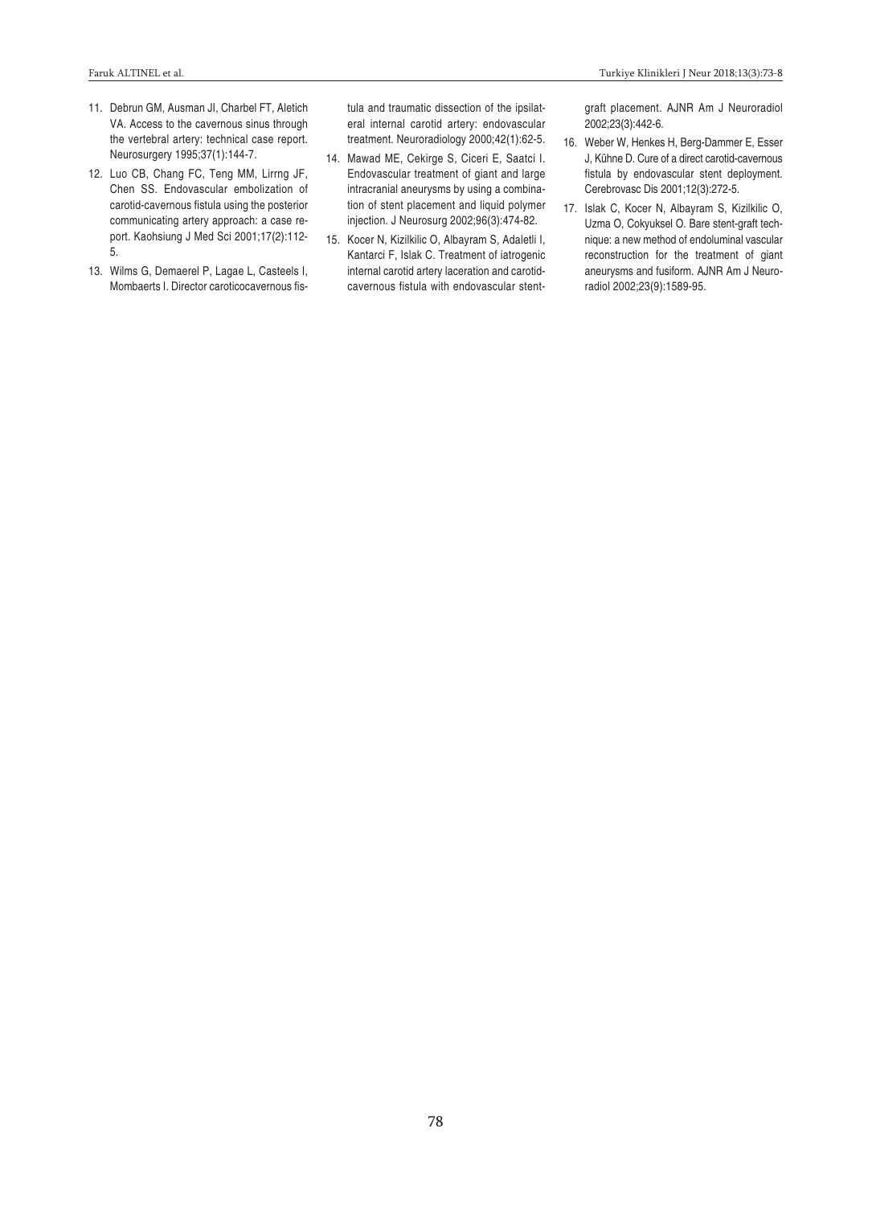11. Debrun GM, Ausman JI, Charbel FT, Aletich VA. Access to the cavernous sinus through the vertebral artery: technical case report. Neurosurgery 1995;37(1):144-7.
12. Luo CB, Chang FC, Teng MM, Lirrng JF, Chen SS. Endovascular embolization of carotid-cavernous fistula using the posterior communicating artery approach: a case report. Kaohsiung J Med Sci 2001;17(2):112-5.
13. Wilms G, Demaerel P, Lagae L, Casteels I, Mombaerts I. Director caroticocavernous fistula and traumatic dissection of the ipsilateral internal carotid artery: endovascular treatment. Neuroradiology 2000;42(1):62-5.
14. Mawad ME, Cekirge S, Ciceri E, Saatci I. Endovascular treatment of giant and large intracranial aneurysms by using a combination of stent placement and liquid polymer injection. J Neurosurg 2002;96(3):474-82.
15. Kocer N, Kizilkilic O, Albayram S, Adaletli I, Kantarci F, Islak C. Treatment of iatrogenic internal carotid artery laceration and carotid-cavernous fistula with endovascular stent-graft placement. AJNR Am J Neuroradiol 2002;23(3):442-6.
16. Weber W, Henkes H, Berg-Dammer E, Esser J, Kühne D. Cure of a direct carotid-cavernous fistula by endovascular stent deployment. Cerebrovasc Dis 2001;12(3):272-5.
17. Islak C, Kocer N, Albayram S, Kizilkilic O, Uzma O, Cokyuksel O. Bare stent-graft technique: a new method of endoluminal vascular reconstruction for the treatment of giant aneurysms and fusiform. AJNR Am J Neuroradiol 2002;23(9):1589-95.